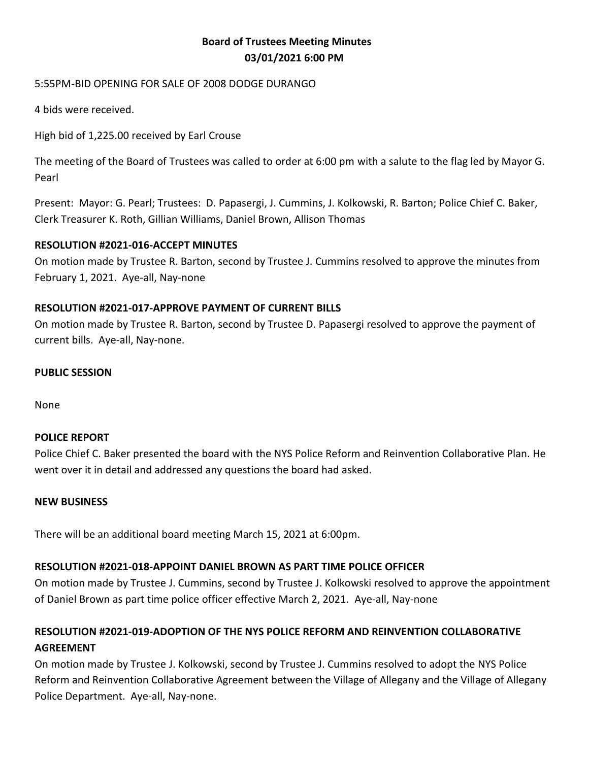# Board of Trustees Meeting Minutes
## 03/01/2021 6:00 PM

5:55PM-BID OPENING FOR SALE OF 2008 DODGE DURANGO

4 bids were received.

High bid of 1,225.00 received by Earl Crouse

The meeting of the Board of Trustees was called to order at 6:00 pm with a salute to the flag led by Mayor G. Pearl

Present: Mayor: G. Pearl; Trustees: D. Papasergi, J. Cummins, J. Kolkowski, R. Barton; Police Chief C. Baker, Clerk Treasurer K. Roth, Gillian Williams, Daniel Brown, Allison Thomas

**RESOLUTION #2021-016-ACCEPT MINUTES**

On motion made by Trustee R. Barton, second by Trustee J. Cummins resolved to approve the minutes from February 1, 2021. Aye-all, Nay-none

**RESOLUTION #2021-017-APPROVE PAYMENT OF CURRENT BILLS**

On motion made by Trustee R. Barton, second by Trustee D. Papasergi resolved to approve the payment of current bills. Aye-all, Nay-none.

**PUBLIC SESSION**

None

**POLICE REPORT**

Police Chief C. Baker presented the board with the NYS Police Reform and Reinvention Collaborative Plan. He went over it in detail and addressed any questions the board had asked.

**NEW BUSINESS**

There will be an additional board meeting March 15, 2021 at 6:00pm.

**RESOLUTION #2021-018-APPOINT DANIEL BROWN AS PART TIME POLICE OFFICER**

On motion made by Trustee J. Cummins, second by Trustee J. Kolkowski resolved to approve the appointment of Daniel Brown as part time police officer effective March 2, 2021. Aye-all, Nay-none

**RESOLUTION #2021-019-ADOPTION OF THE NYS POLICE REFORM AND REINVENTION COLLABORATIVE AGREEMENT**

On motion made by Trustee J. Kolkowski, second by Trustee J. Cummins resolved to adopt the NYS Police Reform and Reinvention Collaborative Agreement between the Village of Allegany and the Village of Allegany Police Department. Aye-all, Nay-none.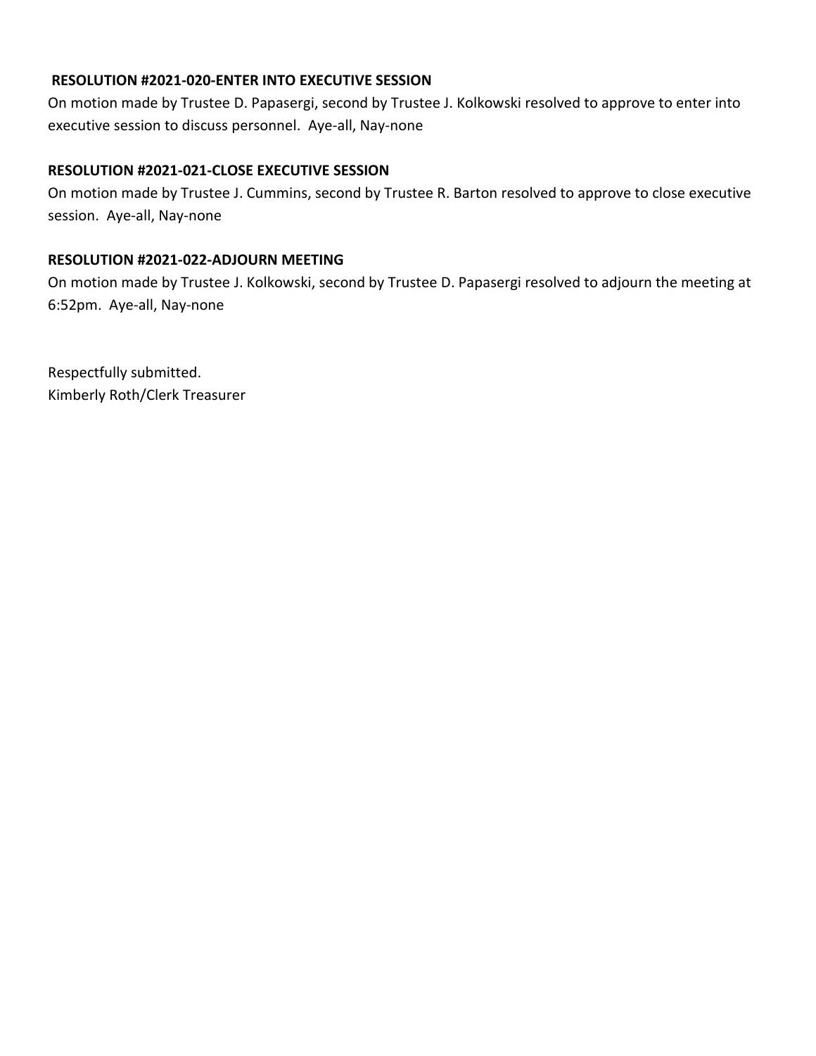**RESOLUTION #2021-020-ENTER INTO EXECUTIVE SESSION**

On motion made by Trustee D. Papasergi, second by Trustee J. Kolkowski resolved to approve to enter into executive session to discuss personnel. Aye-all, Nay-none

**RESOLUTION #2021-021-CLOSE EXECUTIVE SESSION**

On motion made by Trustee J. Cummins, second by Trustee R. Barton resolved to approve to close executive session. Aye-all, Nay-none

**RESOLUTION #2021-022-ADJOURN MEETING**

On motion made by Trustee J. Kolkowski, second by Trustee D. Papasergi resolved to adjourn the meeting at 6:52pm. Aye-all, Nay-none

Respectfully submitted.
Kimberly Roth/Clerk Treasurer